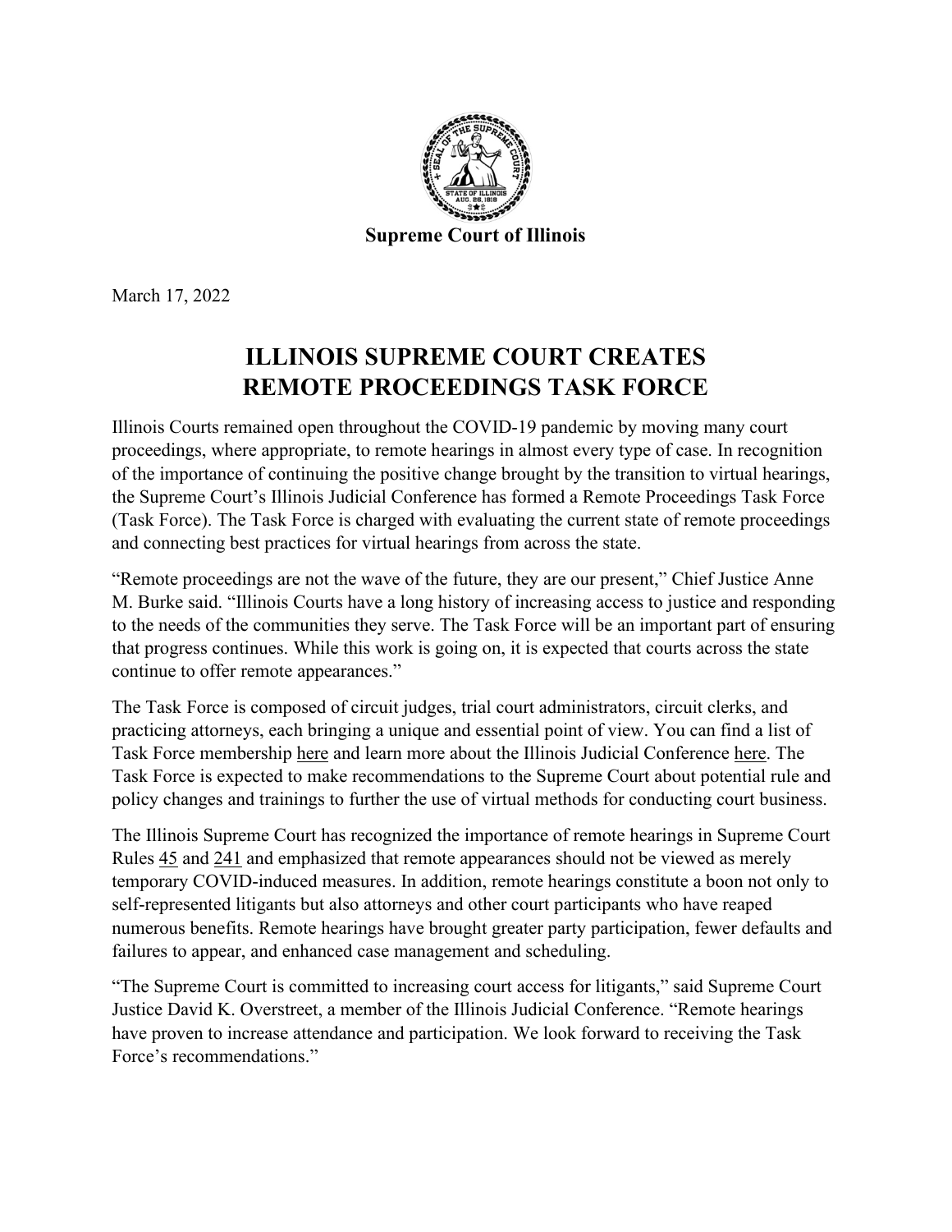**Supreme Court of Illinois**

March 17, 2022

# ILLINOIS SUPREME COURT CREATES REMOTE PROCEEDINGS TASK FORCE

Illinois Courts remained open throughout the COVID-19 pandemic by moving many court proceedings, where appropriate, to remote hearings in almost every type of case. In recognition of the importance of continuing the positive change brought by the transition to virtual hearings, the Supreme Court's Illinois Judicial Conference has formed a Remote Proceedings Task Force (Task Force). The Task Force is charged with evaluating the current state of remote proceedings and connecting best practices for virtual hearings from across the state.

"Remote proceedings are not the wave of the future, they are our present," Chief Justice Anne M. Burke said. "Illinois Courts have a long history of increasing access to justice and responding to the needs of the communities they serve. The Task Force will be an important part of ensuring that progress continues. While this work is going on, it is expected that courts across the state continue to offer remote appearances."

The Task Force is composed of circuit judges, trial court administrators, circuit clerks, and practicing attorneys, each bringing a unique and essential point of view. You can find a list of Task Force membership here and learn more about the Illinois Judicial Conference here. The Task Force is expected to make recommendations to the Supreme Court about potential rule and policy changes and trainings to further the use of virtual methods for conducting court business.

The Illinois Supreme Court has recognized the importance of remote hearings in Supreme Court Rules 45 and 241 and emphasized that remote appearances should not be viewed as merely temporary COVID-induced measures. In addition, remote hearings constitute a boon not only to self-represented litigants but also attorneys and other court participants who have reaped numerous benefits. Remote hearings have brought greater party participation, fewer defaults and failures to appear, and enhanced case management and scheduling.

"The Supreme Court is committed to increasing court access for litigants," said Supreme Court Justice David K. Overstreet, a member of the Illinois Judicial Conference. "Remote hearings have proven to increase attendance and participation. We look forward to receiving the Task Force's recommendations."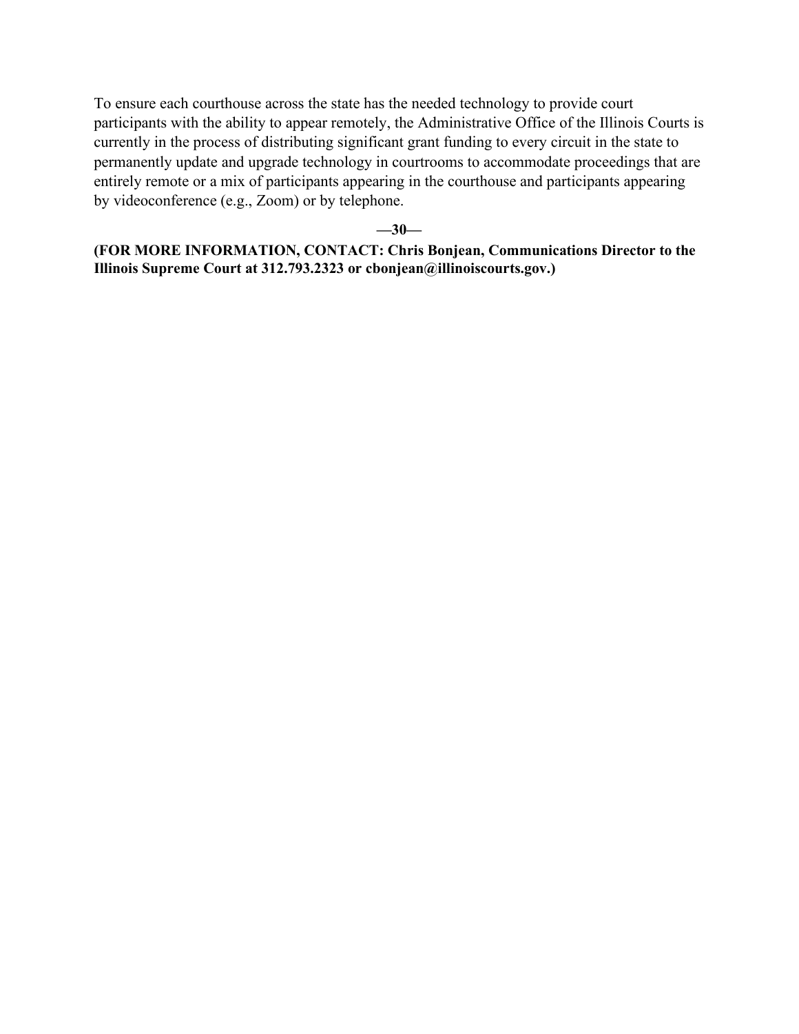To ensure each courthouse across the state has the needed technology to provide court participants with the ability to appear remotely, the Administrative Office of the Illinois Courts is currently in the process of distributing significant grant funding to every circuit in the state to permanently update and upgrade technology in courtrooms to accommodate proceedings that are entirely remote or a mix of participants appearing in the courthouse and participants appearing by videoconference (e.g., Zoom) or by telephone.

**—30—**

**(FOR MORE INFORMATION, CONTACT: Chris Bonjean, Communications Director to the Illinois Supreme Court at 312.793.2323 or cbonjean@illinoiscourts.gov.)**